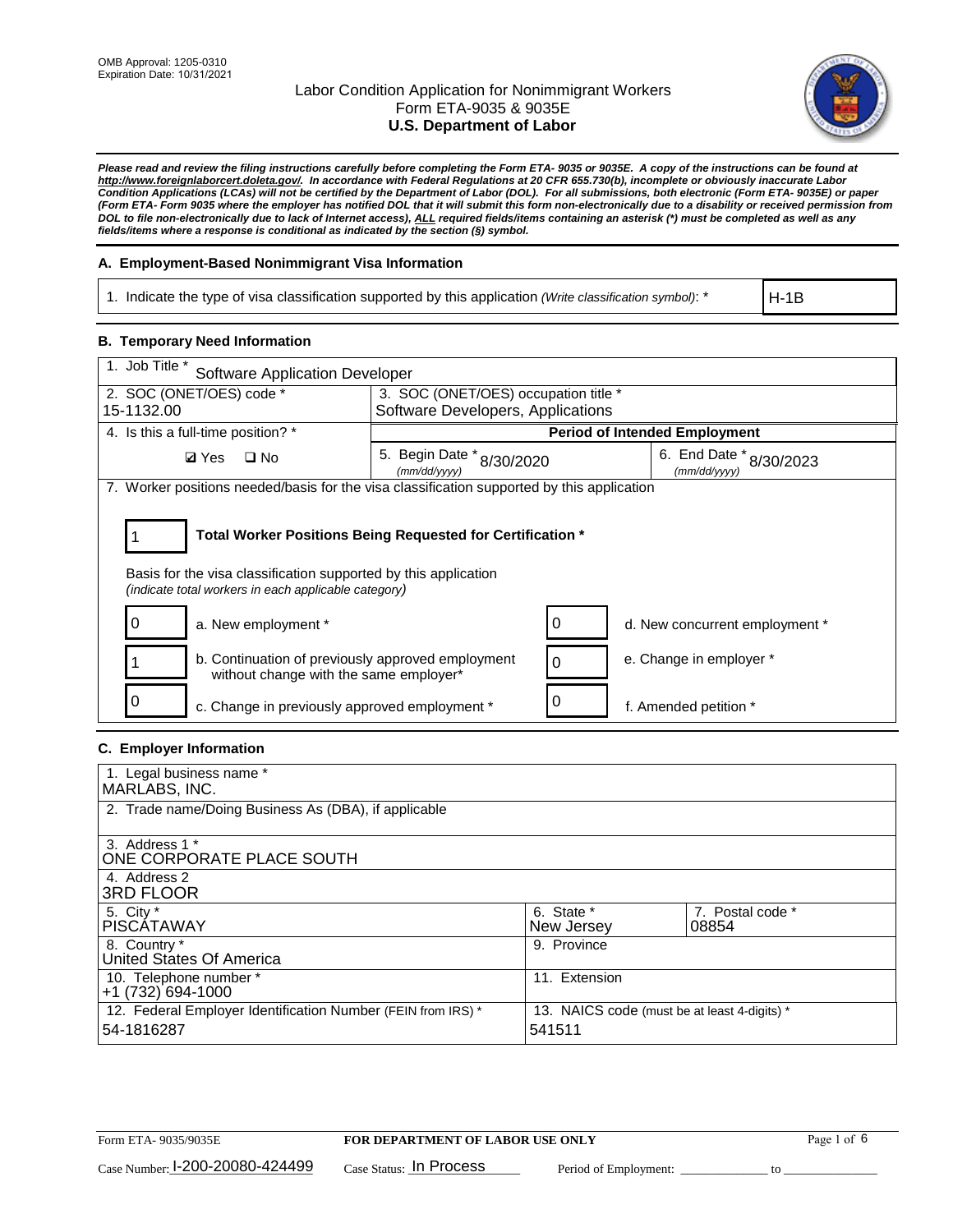OMB Approval: 1205-0310
Expiration Date: 10/31/2021

# Labor Condition Application for Nonimmigrant Workers
Form ETA-9035 & 9035E
**U.S. Department of Labor**

***Please read and review the filing instructions carefully before completing the Form ETA- 9035 or 9035E. A copy of the instructions can be found at http://www.foreignlaborcert.doleta.gov/. In accordance with Federal Regulations at 20 CFR 655.730(b), incomplete or obviously inaccurate Labor Condition Applications (LCAs) will not be certified by the Department of Labor (DOL). For all submissions, both electronic (Form ETA- 9035E) or paper (Form ETA- Form 9035 where the employer has notified DOL that it will submit this form non-electronically due to a disability or received permission from DOL to file non-electronically due to lack of Internet access), ALL required fields/items containing an asterisk (*) must be completed as well as any fields/items where a response is conditional as indicated by the section (§) symbol.***

### A. Employment-Based Nonimmigrant Visa Information

| 1. Indicate the type of visa classification supported by this application *(Write classification symbol)*: * | H-1B |
|---|---|

### B. Temporary Need Information

| 1. Job Title * Software Application Developer | | |
|---|---|---|
| 2. SOC (ONET/OES) code * 15-1132.00 | 3. SOC (ONET/OES) occupation title * Software Developers, Applications | |
| 4. Is this a full-time position? * | **Period of Intended Employment** | |
| ☑ Yes ☐ No | 5. Begin Date * (mm/dd/yyyy) 8/30/2020 | 6. End Date * (mm/dd/yyyy) 8/30/2023 |

7. Worker positions needed/basis for the visa classification supported by this application

1 **Total Worker Positions Being Requested for Certification ***

Basis for the visa classification supported by this application
*(indicate total workers in each applicable category)*

| | | | |
|---|---|---|---|
| 0 | a. New employment * | 0 | d. New concurrent employment * |
| 1 | b. Continuation of previously approved employment without change with the same employer* | 0 | e. Change in employer * |
| 0 | c. Change in previously approved employment * | 0 | f. Amended petition * |

### C. Employer Information

| | | |
|---|---|---|
| 1. Legal business name * MARLABS, INC. | | |
| 2. Trade name/Doing Business As (DBA), if applicable | | |
| 3. Address 1 * ONE CORPORATE PLACE SOUTH | | |
| 4. Address 2 3RD FLOOR | | |
| 5. City * PISCATAWAY | 6. State * New Jersey | 7. Postal code * 08854 |
| 8. Country * United States Of America | 9. Province | |
| 10. Telephone number * +1 (732) 694-1000 | 11. Extension | |
| 12. Federal Employer Identification Number (FEIN from IRS) * 54-1816287 | 13. NAICS code (must be at least 4-digits) * 541511 | |

Form ETA- 9035/9035E **FOR DEPARTMENT OF LABOR USE ONLY**

Case Number: I-200-20080-424499 Case Status: In Process Period of Employment: _____________ to _____________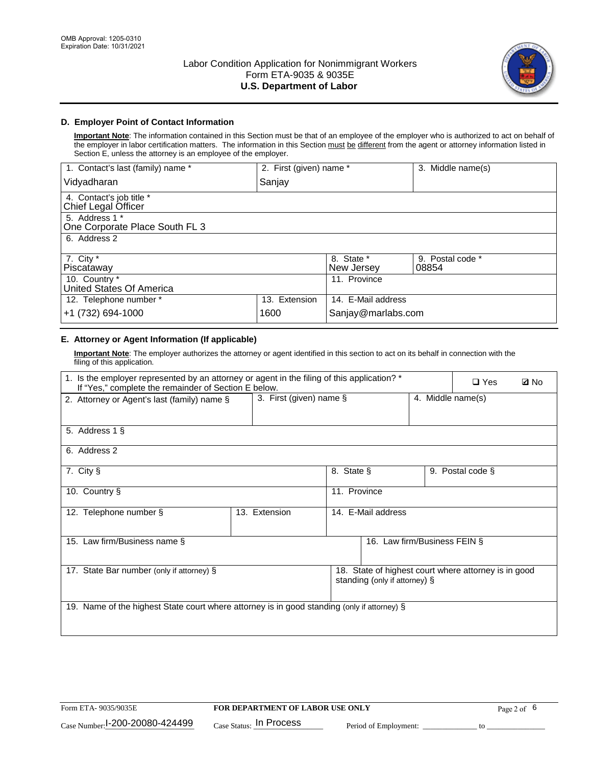OMB Approval: 1205-0310
Expiration Date: 10/31/2021

# Labor Condition Application for Nonimmigrant Workers
Form ETA-9035 & 9035E
**U.S. Department of Labor**

## D. Employer Point of Contact Information

**Important Note**: The information contained in this Section must be that of an employee of the employer who is authorized to act on behalf of the employer in labor certification matters. The information in this Section must be different from the agent or attorney information listed in Section E, unless the attorney is an employee of the employer.

| 1. Contact's last (family) name * | 2. First (given) name * | 3. Middle name(s) |
|---|---|---|
| Vidyadharan | Sanjay | |
| 4. Contact's job title * Chief Legal Officer | | |
| 5. Address 1 * One Corporate Place South FL 3 | | |
| 6. Address 2 | | |
| 7. City * Piscataway | 8. State * New Jersey | 9. Postal code * 08854 |
| 10. Country * United States Of America | 11. Province | |
| 12. Telephone number * +1 (732) 694-1000 | 13. Extension 1600 | 14. E-Mail address Sanjay@marlabs.com |

## E. Attorney or Agent Information (If applicable)

**Important Note**: The employer authorizes the attorney or agent identified in this section to act on its behalf in connection with the filing of this application.

1. Is the employer represented by an attorney or agent in the filing of this application? * If "Yes," complete the remainder of Section E below. ❑ Yes ☑ No

| 2. Attorney or Agent's last (family) name § | 3. First (given) name § | 4. Middle name(s) |
|---|---|---|
| 5. Address 1 § | | |
| 6. Address 2 | | |
| 7. City § | 8. State § | 9. Postal code § |
| 10. Country § | 11. Province | |
| 12. Telephone number § | 13. Extension | 14. E-Mail address |
| 15. Law firm/Business name § | | 16. Law firm/Business FEIN § |
| 17. State Bar number (only if attorney) § | | 18. State of highest court where attorney is in good standing (only if attorney) § |
| 19. Name of the highest State court where attorney is in good standing (only if attorney) § | | |

Form ETA- 9035/9035E | FOR DEPARTMENT OF LABOR USE ONLY

Case Number: I-200-20080-424499 Case Status: In Process Period of Employment: _____________ to _______________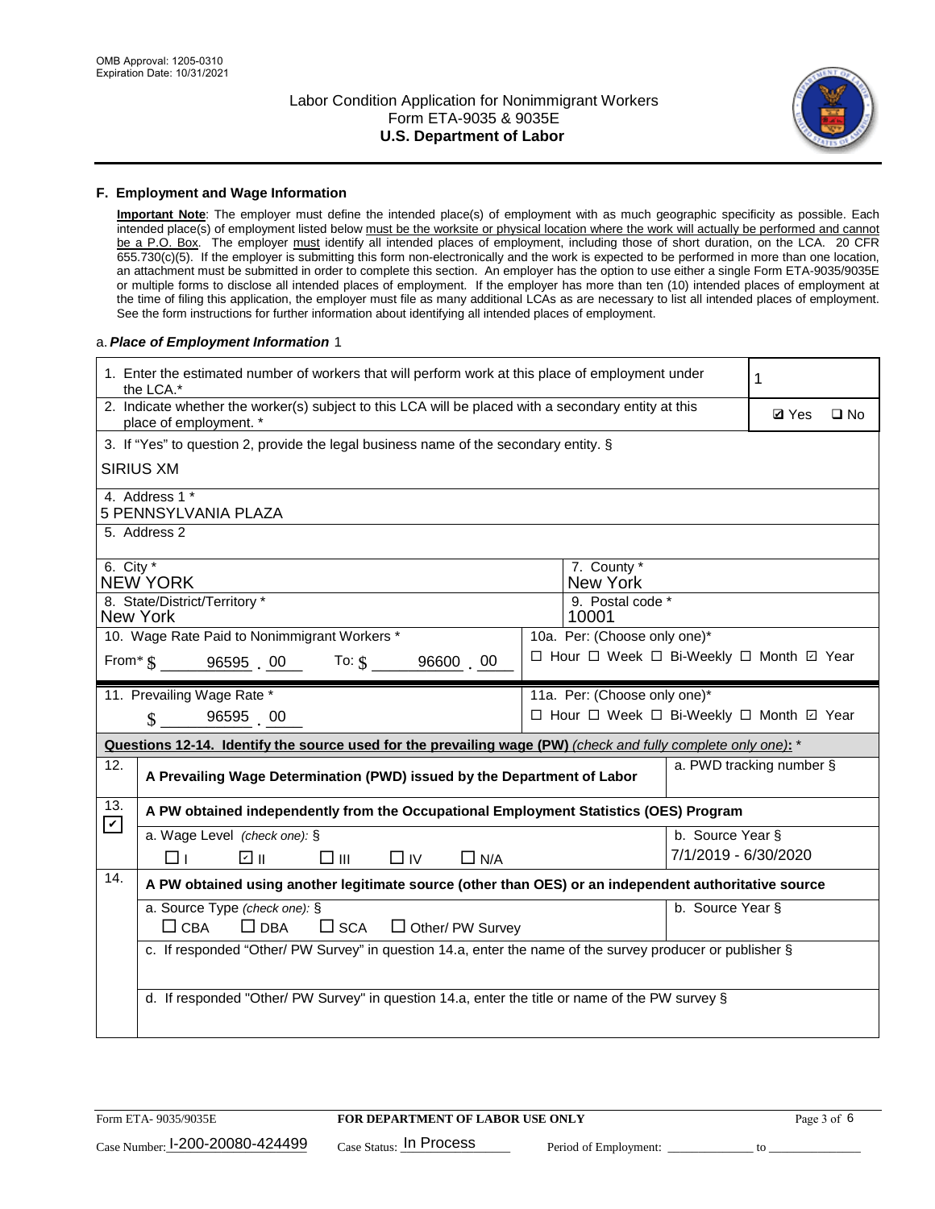## F. Employment and Wage Information

**Important Note**: The employer must define the intended place(s) of employment with as much geographic specificity as possible. Each intended place(s) of employment listed below must be the worksite or physical location where the work will actually be performed and cannot be a P.O. Box. The employer must identify all intended places of employment, including those of short duration, on the LCA. 20 CFR 655.730(c)(5). If the employer is submitting this form non-electronically and the work is expected to be performed in more than one location, an attachment must be submitted in order to complete this section. An employer has the option to use either a single Form ETA-9035/9035E or multiple forms to disclose all intended places of employment. If the employer has more than ten (10) intended places of employment at the time of filing this application, the employer must file as many additional LCAs as are necessary to list all intended places of employment. See the form instructions for further information about identifying all intended places of employment.

a. ***Place of Employment Information*** 1

| | |
|---|---|
| 1. Enter the estimated number of workers that will perform work at this place of employment under the LCA.* | 1 |
| 2. Indicate whether the worker(s) subject to this LCA will be placed with a secondary entity at this place of employment. * | ☑ Yes ☐ No |
| 3. If "Yes" to question 2, provide the legal business name of the secondary entity. § SIRIUS XM | |
| 4. Address 1 * 5 PENNSYLVANIA PLAZA | |
| 5. Address 2 | |
| 6. City * NEW YORK | 7. County * New York |
| 8. State/District/Territory * New York | 9. Postal code * 10001 |
| 10. Wage Rate Paid to Nonimmigrant Workers * From* $ 96595 . 00 To: $ 96600 . 00 | 10a. Per: (Choose only one)* ☐ Hour ☐ Week ☐ Bi-Weekly ☐ Month ☑ Year |
| 11. Prevailing Wage Rate * $ 96595 . 00 | 11a. Per: (Choose only one)* ☐ Hour ☐ Week ☐ Bi-Weekly ☐ Month ☑ Year |

**Questions 12-14. Identify the source used for the prevailing wage (PW)** *(check and fully complete only one)*: *

| | | |
|---|---|---|
| 12. | A Prevailing Wage Determination (PWD) issued by the Department of Labor | a. PWD tracking number § |
| 13. ☑ | A PW obtained independently from the Occupational Employment Statistics (OES) Program | |
| | a. Wage Level *(check one)*: § ☐ I ☑ II ☐ III ☐ IV ☐ N/A | b. Source Year § 7/1/2019 - 6/30/2020 |
| 14. | A PW obtained using another legitimate source (other than OES) or an independent authoritative source | |
| | a. Source Type *(check one)*: § ☐ CBA ☐ DBA ☐ SCA ☐ Other/ PW Survey | b. Source Year § |
| | c. If responded "Other/ PW Survey" in question 14.a, enter the name of the survey producer or publisher § | |
| | d. If responded "Other/ PW Survey" in question 14.a, enter the title or name of the PW survey § | |

Form ETA- 9035/9035E | **FOR DEPARTMENT OF LABOR USE ONLY**

Case Number: I-200-20080-424499 Case Status: In Process Period of Employment: _____________ to _____________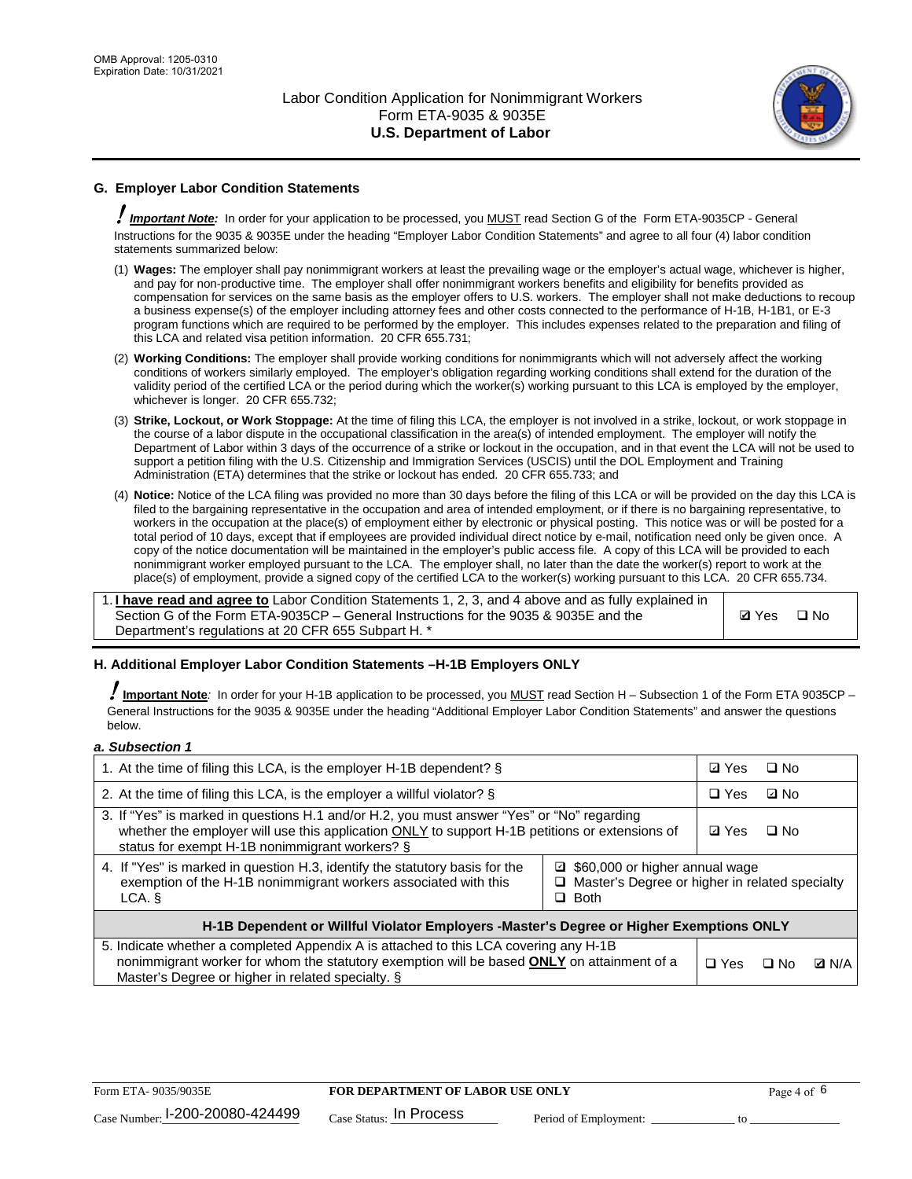## G. Employer Labor Condition Statements

**Important Note:** In order for your application to be processed, you MUST read Section G of the Form ETA-9035CP - General Instructions for the 9035 & 9035E under the heading "Employer Labor Condition Statements" and agree to all four (4) labor condition statements summarized below:

(1) **Wages:** The employer shall pay nonimmigrant workers at least the prevailing wage or the employer's actual wage, whichever is higher, and pay for non-productive time. The employer shall offer nonimmigrant workers benefits and eligibility for benefits provided as compensation for services on the same basis as the employer offers to U.S. workers. The employer shall not make deductions to recoup a business expense(s) of the employer including attorney fees and other costs connected to the performance of H-1B, H-1B1, or E-3 program functions which are required to be performed by the employer. This includes expenses related to the preparation and filing of this LCA and related visa petition information. 20 CFR 655.731;

(2) **Working Conditions:** The employer shall provide working conditions for nonimmigrants which will not adversely affect the working conditions of workers similarly employed. The employer's obligation regarding working conditions shall extend for the duration of the validity period of the certified LCA or the period during which the worker(s) working pursuant to this LCA is employed by the employer, whichever is longer. 20 CFR 655.732;

(3) **Strike, Lockout, or Work Stoppage:** At the time of filing this LCA, the employer is not involved in a strike, lockout, or work stoppage in the course of a labor dispute in the occupational classification in the area(s) of intended employment. The employer will notify the Department of Labor within 3 days of the occurrence of a strike or lockout in the occupation, and in that event the LCA will not be used to support a petition filing with the U.S. Citizenship and Immigration Services (USCIS) until the DOL Employment and Training Administration (ETA) determines that the strike or lockout has ended. 20 CFR 655.733; and

(4) **Notice:** Notice of the LCA filing was provided no more than 30 days before the filing of this LCA or will be provided on the day this LCA is filed to the bargaining representative in the occupation and area of intended employment, or if there is no bargaining representative, to workers in the occupation at the place(s) of employment either by electronic or physical posting. This notice was or will be posted for a total period of 10 days, except that if employees are provided individual direct notice by e-mail, notification need only be given once. A copy of the notice documentation will be maintained in the employer's public access file. A copy of this LCA will be provided to each nonimmigrant worker employed pursuant to the LCA. The employer shall, no later than the date the worker(s) report to work at the place(s) of employment, provide a signed copy of the certified LCA to the worker(s) working pursuant to this LCA. 20 CFR 655.734.

| | |
|---|---|
| 1. **I have read and agree to** Labor Condition Statements 1, 2, 3, and 4 above and as fully explained in Section G of the Form ETA-9035CP – General Instructions for the 9035 & 9035E and the Department's regulations at 20 CFR 655 Subpart H. * | ☑ Yes ☐ No |

## H. Additional Employer Labor Condition Statements –H-1B Employers ONLY

**Important Note:** In order for your H-1B application to be processed, you MUST read Section H – Subsection 1 of the Form ETA 9035CP – General Instructions for the 9035 & 9035E under the heading "Additional Employer Labor Condition Statements" and answer the questions below.

*a. Subsection 1*

| | | |
|---|---|---|
| 1. At the time of filing this LCA, is the employer H-1B dependent? § | | ☑ Yes ☐ No |
| 2. At the time of filing this LCA, is the employer a willful violator? § | | ☐ Yes ☑ No |
| 3. If "Yes" is marked in questions H.1 and/or H.2, you must answer "Yes" or "No" regarding whether the employer will use this application ONLY to support H-1B petitions or extensions of status for exempt H-1B nonimmigrant workers? § | | ☑ Yes ☐ No |
| 4. If "Yes" is marked in question H.3, identify the statutory basis for the exemption of the H-1B nonimmigrant workers associated with this LCA. § | ☑ $60,000 or higher annual wage<br>☐ Master's Degree or higher in related specialty<br>☐ Both | |
| **H-1B Dependent or Willful Violator Employers -Master's Degree or Higher Exemptions ONLY** | | |
| 5. Indicate whether a completed Appendix A is attached to this LCA covering any H-1B nonimmigrant worker for whom the statutory exemption will be based **ONLY** on attainment of a Master's Degree or higher in related specialty. § | | ☐ Yes ☐ No ☑ N/A |

Form ETA- 9035/9035E **FOR DEPARTMENT OF LABOR USE ONLY**
Case Number: I-200-20080-424499 Case Status: In Process Period of Employment: ____________ to ____________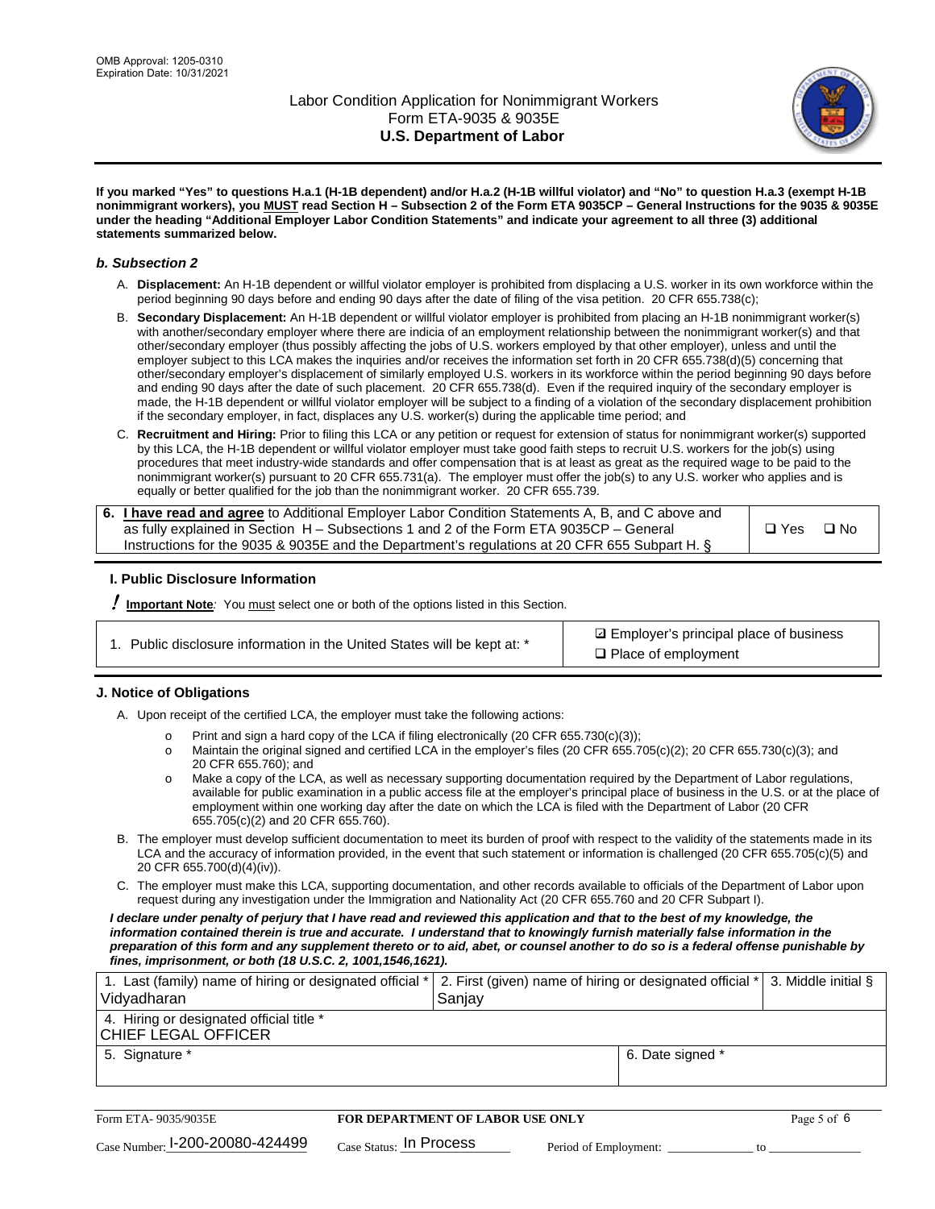**If you marked "Yes" to questions H.a.1 (H-1B dependent) and/or H.a.2 (H-1B willful violator) and "No" to question H.a.3 (exempt H-1B nonimmigrant workers), you MUST read Section H – Subsection 2 of the Form ETA 9035CP – General Instructions for the 9035 & 9035E under the heading "Additional Employer Labor Condition Statements" and indicate your agreement to all three (3) additional statements summarized below.**

### *b. Subsection 2*

A. **Displacement:** An H-1B dependent or willful violator employer is prohibited from displacing a U.S. worker in its own workforce within the period beginning 90 days before and ending 90 days after the date of filing of the visa petition. 20 CFR 655.738(c);

B. **Secondary Displacement:** An H-1B dependent or willful violator employer is prohibited from placing an H-1B nonimmigrant worker(s) with another/secondary employer where there are indicia of an employment relationship between the nonimmigrant worker(s) and that other/secondary employer (thus possibly affecting the jobs of U.S. workers employed by that other employer), unless and until the employer subject to this LCA makes the inquiries and/or receives the information set forth in 20 CFR 655.738(d)(5) concerning that other/secondary employer's displacement of similarly employed U.S. workers in its workforce within the period beginning 90 days before and ending 90 days after the date of such placement. 20 CFR 655.738(d). Even if the required inquiry of the secondary employer is made, the H-1B dependent or willful violator employer will be subject to a finding of a violation of the secondary displacement prohibition if the secondary employer, in fact, displaces any U.S. worker(s) during the applicable time period; and

C. **Recruitment and Hiring:** Prior to filing this LCA or any petition or request for extension of status for nonimmigrant worker(s) supported by this LCA, the H-1B dependent or willful violator employer must take good faith steps to recruit U.S. workers for the job(s) using procedures that meet industry-wide standards and offer compensation that is at least as great as the required wage to be paid to the nonimmigrant worker(s) pursuant to 20 CFR 655.731(a). The employer must offer the job(s) to any U.S. worker who applies and is equally or better qualified for the job than the nonimmigrant worker. 20 CFR 655.739.

| 6. **I have read and agree** to Additional Employer Labor Condition Statements A, B, and C above and as fully explained in Section H – Subsections 1 and 2 of the Form ETA 9035CP – General Instructions for the 9035 & 9035E and the Department's regulations at 20 CFR 655 Subpart H. § | ☐ Yes ☐ No |
|---|---|

### I. Public Disclosure Information

**! Important Note***:* You must select one or both of the options listed in this Section.

| 1. Public disclosure information in the United States will be kept at: * | ☑ Employer's principal place of business<br>☐ Place of employment |
|---|---|

### J. Notice of Obligations

A. Upon receipt of the certified LCA, the employer must take the following actions:

- o Print and sign a hard copy of the LCA if filing electronically (20 CFR 655.730(c)(3));
- o Maintain the original signed and certified LCA in the employer's files (20 CFR 655.705(c)(2); 20 CFR 655.730(c)(3); and 20 CFR 655.760); and
- o Make a copy of the LCA, as well as necessary supporting documentation required by the Department of Labor regulations, available for public examination in a public access file at the employer's principal place of business in the U.S. or at the place of employment within one working day after the date on which the LCA is filed with the Department of Labor (20 CFR 655.705(c)(2) and 20 CFR 655.760).

B. The employer must develop sufficient documentation to meet its burden of proof with respect to the validity of the statements made in its LCA and the accuracy of information provided, in the event that such statement or information is challenged (20 CFR 655.705(c)(5) and 20 CFR 655.700(d)(4)(iv)).

C. The employer must make this LCA, supporting documentation, and other records available to officials of the Department of Labor upon request during any investigation under the Immigration and Nationality Act (20 CFR 655.760 and 20 CFR Subpart I).

***I declare under penalty of perjury that I have read and reviewed this application and that to the best of my knowledge, the information contained therein is true and accurate. I understand that to knowingly furnish materially false information in the preparation of this form and any supplement thereto or to aid, abet, or counsel another to do so is a federal offense punishable by fines, imprisonment, or both (18 U.S.C. 2, 1001,1546,1621).***

| 1. Last (family) name of hiring or designated official * | 2. First (given) name of hiring or designated official * | 3. Middle initial § |
|---|---|---|
| Vidyadharan | Sanjay | |
| 4. Hiring or designated official title * | | |
| CHIEF LEGAL OFFICER | | |
| 5. Signature * | 6. Date signed * | |
| | | |

Form ETA- 9035/9035E | **FOR DEPARTMENT OF LABOR USE ONLY**

Case Number: I-200-20080-424499 Case Status: In Process Period of Employment: _____________ to _____________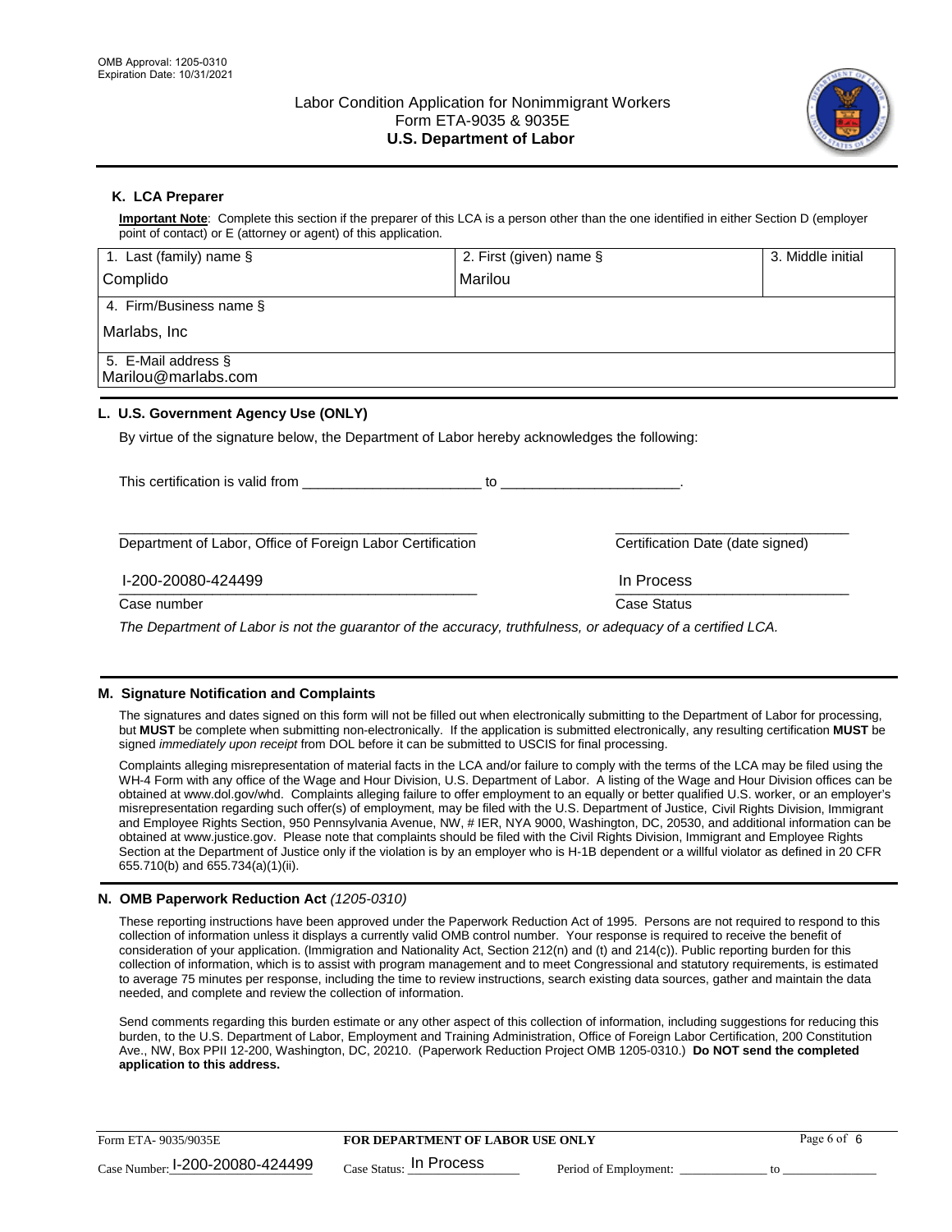OMB Approval: 1205-0310
Expiration Date: 10/31/2021

# Labor Condition Application for Nonimmigrant Workers
# Form ETA-9035 & 9035E
# U.S. Department of Labor

## K. LCA Preparer

**Important Note**: Complete this section if the preparer of this LCA is a person other than the one identified in either Section D (employer point of contact) or E (attorney or agent) of this application.

| 1. Last (family) name § | 2. First (given) name § | 3. Middle initial |
|---|---|---|
| Complido | Marilou | |
| 4. Firm/Business name § | | |
| Marlabs, Inc | | |
| 5. E-Mail address § | | |
| Marilou@marlabs.com | | |

## L. U.S. Government Agency Use (ONLY)

By virtue of the signature below, the Department of Labor hereby acknowledges the following:

This certification is valid from ______________________ to ______________________.

______________________________________________ Department of Labor, Office of Foreign Labor Certification

______________________________ Certification Date (date signed)

I-200-20080-424499
Case number

In Process
Case Status

*The Department of Labor is not the guarantor of the accuracy, truthfulness, or adequacy of a certified LCA.*

## M. Signature Notification and Complaints

The signatures and dates signed on this form will not be filled out when electronically submitting to the Department of Labor for processing, but **MUST** be complete when submitting non-electronically. If the application is submitted electronically, any resulting certification **MUST** be signed *immediately upon receipt* from DOL before it can be submitted to USCIS for final processing.

Complaints alleging misrepresentation of material facts in the LCA and/or failure to comply with the terms of the LCA may be filed using the WH-4 Form with any office of the Wage and Hour Division, U.S. Department of Labor. A listing of the Wage and Hour Division offices can be obtained at www.dol.gov/whd. Complaints alleging failure to offer employment to an equally or better qualified U.S. worker, or an employer's misrepresentation regarding such offer(s) of employment, may be filed with the U.S. Department of Justice, Civil Rights Division, Immigrant and Employee Rights Section, 950 Pennsylvania Avenue, NW, # IER, NYA 9000, Washington, DC, 20530, and additional information can be obtained at www.justice.gov. Please note that complaints should be filed with the Civil Rights Division, Immigrant and Employee Rights Section at the Department of Justice only if the violation is by an employer who is H-1B dependent or a willful violator as defined in 20 CFR 655.710(b) and 655.734(a)(1)(ii).

## N. OMB Paperwork Reduction Act *(1205-0310)*

These reporting instructions have been approved under the Paperwork Reduction Act of 1995. Persons are not required to respond to this collection of information unless it displays a currently valid OMB control number. Your response is required to receive the benefit of consideration of your application. (Immigration and Nationality Act, Section 212(n) and (t) and 214(c)). Public reporting burden for this collection of information, which is to assist with program management and to meet Congressional and statutory requirements, is estimated to average 75 minutes per response, including the time to review instructions, search existing data sources, gather and maintain the data needed, and complete and review the collection of information.

Send comments regarding this burden estimate or any other aspect of this collection of information, including suggestions for reducing this burden, to the U.S. Department of Labor, Employment and Training Administration, Office of Foreign Labor Certification, 200 Constitution Ave., NW, Box PPII 12-200, Washington, DC, 20210. (Paperwork Reduction Project OMB 1205-0310.) **Do NOT send the completed application to this address.**